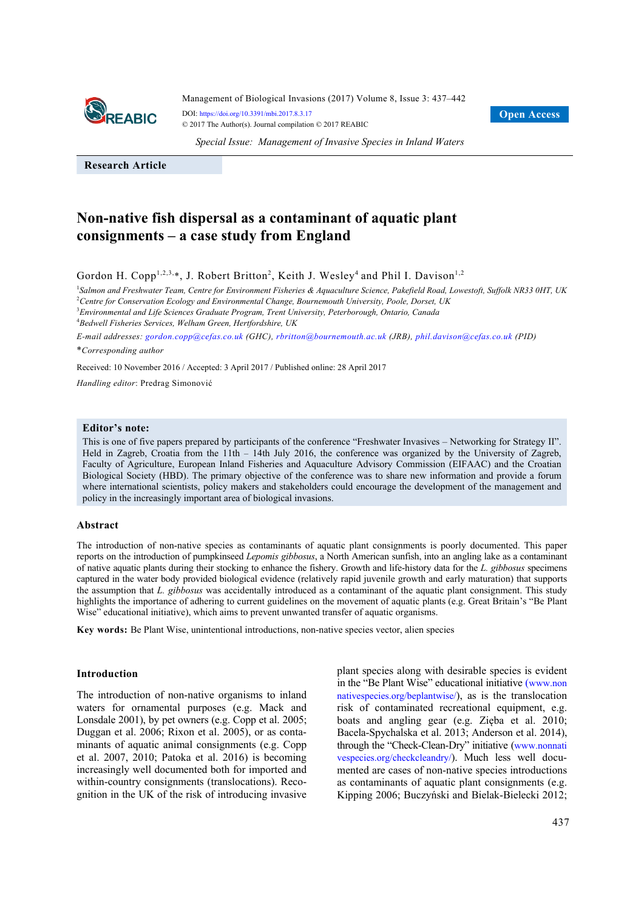Special Issue: Management of Invasive Species in Inland Waters

**Research Article**

# Non-native fish dispersal as a contaminant of aquatic plant consignments – a case study from England

Gordon H. Copp[1,2,3,*], J. Robert Britton[2], Keith J. Wesley[4] and Phil I. Davison[1,2]

[1]*Salmon and Freshwater Team, Centre for Environment Fisheries & Aquaculture Science, Pakefield Road, Lowestoft, Suffolk NR33 0HT, UK*
[2]*Centre for Conservation Ecology and Environmental Change, Bournemouth University, Poole, Dorset, UK*
[3]*Environmental and Life Sciences Graduate Program, Trent University, Peterborough, Ontario, Canada*
[4]*Bedwell Fisheries Services, Welham Green, Hertfordshire, UK*

*E-mail addresses:* gordon.copp@cefas.co.uk *(GHC),* rbritton@bournemouth.ac.uk *(JRB),* phil.davison@cefas.co.uk *(PID)*

*Corresponding author

Received: 10 November 2016 / Accepted: 3 April 2017 / Published online: 28 April 2017

*Handling editor*: Predrag Simonović

**Editor's note:**
This is one of five papers prepared by participants of the conference "Freshwater Invasives – Networking for Strategy II". Held in Zagreb, Croatia from the 11th – 14th July 2016, the conference was organized by the University of Zagreb, Faculty of Agriculture, European Inland Fisheries and Aquaculture Advisory Commission (EIFAAC) and the Croatian Biological Society (HBD). The primary objective of the conference was to share new information and provide a forum where international scientists, policy makers and stakeholders could encourage the development of the management and policy in the increasingly important area of biological invasions.

## Abstract

The introduction of non-native species as contaminants of aquatic plant consignments is poorly documented. This paper reports on the introduction of pumpkinseed *Lepomis gibbosus*, a North American sunfish, into an angling lake as a contaminant of native aquatic plants during their stocking to enhance the fishery. Growth and life-history data for the *L. gibbosus* specimens captured in the water body provided biological evidence (relatively rapid juvenile growth and early maturation) that supports the assumption that *L. gibbosus* was accidentally introduced as a contaminant of the aquatic plant consignment. This study highlights the importance of adhering to current guidelines on the movement of aquatic plants (e.g. Great Britain's "Be Plant Wise" educational initiative), which aims to prevent unwanted transfer of aquatic organisms.

**Key words:** Be Plant Wise, unintentional introductions, non-native species vector, alien species

## Introduction

The introduction of non-native organisms to inland waters for ornamental purposes (e.g. Mack and Lonsdale 2001), by pet owners (e.g. Copp et al. 2005; Duggan et al. 2006; Rixon et al. 2005), or as contaminants of aquatic animal consignments (e.g. Copp et al. 2007, 2010; Patoka et al. 2016) is becoming increasingly well documented both for imported and within-country consignments (translocations). Recognition in the UK of the risk of introducing invasive plant species along with desirable species is evident in the "Be Plant Wise" educational initiative (www.nonnativespecies.org/beplantwise/), as is the translocation risk of contaminated recreational equipment, e.g. boats and angling gear (e.g. Zięba et al. 2010; Bacela-Spychalska et al. 2013; Anderson et al. 2014), through the "Check-Clean-Dry" initiative (www.nonnativespecies.org/checkcleandry/). Much less well documented are cases of non-native species introductions as contaminants of aquatic plant consignments (e.g. Kipping 2006; Buczyński and Bielak-Bielecki 2012;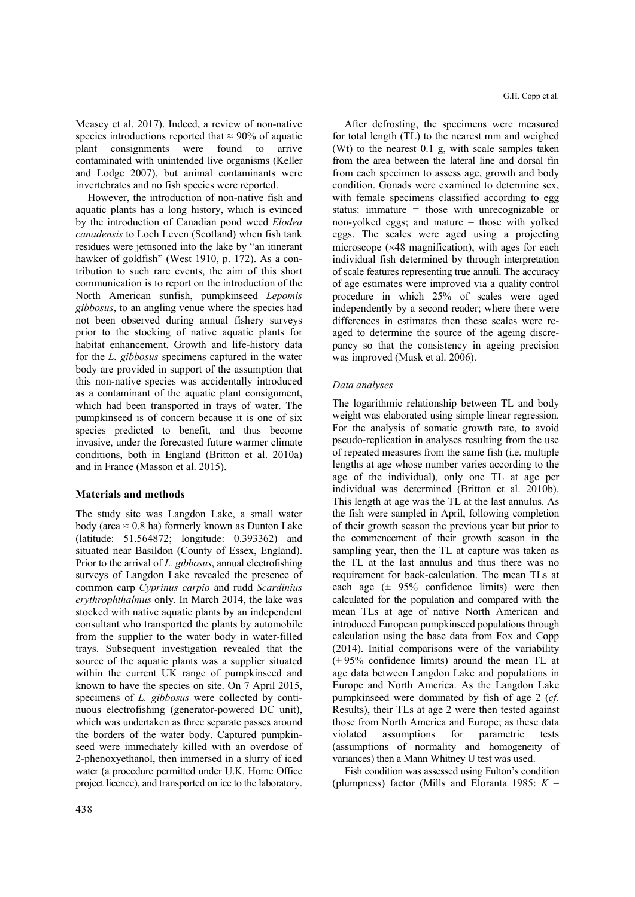Measey et al. 2017). Indeed, a review of non-native species introductions reported that ≈ 90% of aquatic plant consignments were found to arrive contaminated with unintended live organisms (Keller and Lodge 2007), but animal contaminants were invertebrates and no fish species were reported.

However, the introduction of non-native fish and aquatic plants has a long history, which is evinced by the introduction of Canadian pond weed *Elodea canadensis* to Loch Leven (Scotland) when fish tank residues were jettisoned into the lake by "an itinerant hawker of goldfish" (West 1910, p. 172). As a contribution to such rare events, the aim of this short communication is to report on the introduction of the North American sunfish, pumpkinseed *Lepomis gibbosus*, to an angling venue where the species had not been observed during annual fishery surveys prior to the stocking of native aquatic plants for habitat enhancement. Growth and life-history data for the *L. gibbosus* specimens captured in the water body are provided in support of the assumption that this non-native species was accidentally introduced as a contaminant of the aquatic plant consignment, which had been transported in trays of water. The pumpkinseed is of concern because it is one of six species predicted to benefit, and thus become invasive, under the forecasted future warmer climate conditions, both in England (Britton et al. 2010a) and in France (Masson et al. 2015).

## Materials and methods

The study site was Langdon Lake, a small water body (area ≈ 0.8 ha) formerly known as Dunton Lake (latitude: 51.564872; longitude: 0.393362) and situated near Basildon (County of Essex, England). Prior to the arrival of *L. gibbosus*, annual electrofishing surveys of Langdon Lake revealed the presence of common carp *Cyprinus carpio* and rudd *Scardinius erythrophthalmus* only. In March 2014, the lake was stocked with native aquatic plants by an independent consultant who transported the plants by automobile from the supplier to the water body in water-filled trays. Subsequent investigation revealed that the source of the aquatic plants was a supplier situated within the current UK range of pumpkinseed and known to have the species on site. On 7 April 2015, specimens of *L. gibbosus* were collected by continuous electrofishing (generator-powered DC unit), which was undertaken as three separate passes around the borders of the water body. Captured pumpkinseed were immediately killed with an overdose of 2-phenoxyethanol, then immersed in a slurry of iced water (a procedure permitted under U.K. Home Office project licence), and transported on ice to the laboratory.

After defrosting, the specimens were measured for total length (TL) to the nearest mm and weighed (Wt) to the nearest 0.1 g, with scale samples taken from the area between the lateral line and dorsal fin from each specimen to assess age, growth and body condition. Gonads were examined to determine sex, with female specimens classified according to egg status: immature = those with unrecognizable or non-yolked eggs; and mature = those with yolked eggs. The scales were aged using a projecting microscope (×48 magnification), with ages for each individual fish determined by through interpretation of scale features representing true annuli. The accuracy of age estimates were improved via a quality control procedure in which 25% of scales were aged independently by a second reader; where there were differences in estimates then these scales were re-aged to determine the source of the ageing discrepancy so that the consistency in ageing precision was improved (Musk et al. 2006).

### Data analyses

The logarithmic relationship between TL and body weight was elaborated using simple linear regression. For the analysis of somatic growth rate, to avoid pseudo-replication in analyses resulting from the use of repeated measures from the same fish (i.e. multiple lengths at age whose number varies according to the age of the individual), only one TL at age per individual was determined (Britton et al. 2010b). This length at age was the TL at the last annulus. As the fish were sampled in April, following completion of their growth season the previous year but prior to the commencement of their growth season in the sampling year, then the TL at capture was taken as the TL at the last annulus and thus there was no requirement for back-calculation. The mean TLs at each age (± 95% confidence limits) were then calculated for the population and compared with the mean TLs at age of native North American and introduced European pumpkinseed populations through calculation using the base data from Fox and Copp (2014). Initial comparisons were of the variability (± 95% confidence limits) around the mean TL at age data between Langdon Lake and populations in Europe and North America. As the Langdon Lake pumpkinseed were dominated by fish of age 2 (*cf*. Results), their TLs at age 2 were then tested against those from North America and Europe; as these data violated assumptions for parametric tests (assumptions of normality and homogeneity of variances) then a Mann Whitney U test was used.

Fish condition was assessed using Fulton's condition (plumpness) factor (Mills and Eloranta 1985: $K$ =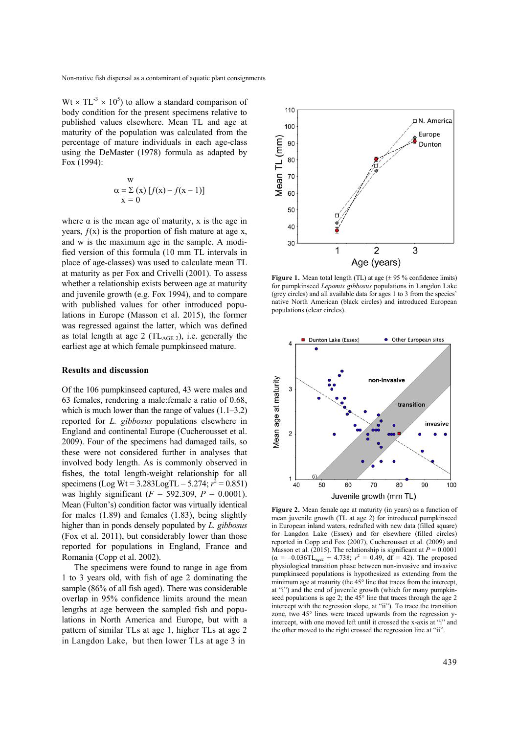Wt × $TL^{-3}$ × $10^5$) to allow a standard comparison of body condition for the present specimens relative to published values elsewhere. Mean TL and age at maturity of the population was calculated from the percentage of mature individuals in each age-class using the DeMaster (1978) formula as adapted by Fox (1994):

$$\alpha = \sum_{x=0}^{w} (x)\,[f(x) - f(x-1)]$$

where α is the mean age of maturity, x is the age in years, $f$(x) is the proportion of fish mature at age x, and w is the maximum age in the sample. A modified version of this formula (10 mm TL intervals in place of age-classes) was used to calculate mean TL at maturity as per Fox and Crivelli (2001). To assess whether a relationship exists between age at maturity and juvenile growth (e.g. Fox 1994), and to compare with published values for other introduced populations in Europe (Masson et al. 2015), the former was regressed against the latter, which was defined as total length at age 2 ($TL_{AGE\ 2}$), i.e. generally the earliest age at which female pumpkinseed mature.

## Results and discussion

Of the 106 pumpkinseed captured, 43 were males and 63 females, rendering a male:female a ratio of 0.68, which is much lower than the range of values (1.1–3.2) reported for *L. gibbosus* populations elsewhere in England and continental Europe (Cucherousset et al. 2009). Four of the specimens had damaged tails, so these were not considered further in analyses that involved body length. As is commonly observed in fishes, the total length-weight relationship for all specimens (Log Wt = 3.283LogTL – 5.274; $r^2 = 0.851$) was highly significant ($F = 592.309$, $P = 0.0001$). Mean (Fulton's) condition factor was virtually identical for males (1.89) and females (1.83), being slightly higher than in ponds densely populated by *L. gibbosus* (Fox et al. 2011), but considerably lower than those reported for populations in England, France and Romania (Copp et al. 2002).

The specimens were found to range in age from 1 to 3 years old, with fish of age 2 dominating the sample (86% of all fish aged). There was considerable overlap in 95% confidence limits around the mean lengths at age between the sampled fish and populations in North America and Europe, but with a pattern of similar TLs at age 1, higher TLs at age 2 in Langdon Lake, but then lower TLs at age 3 in

**Figure 1.** Mean total length (TL) at age (± 95 % confidence limits) for pumpkinseed *Lepomis gibbosus* populations in Langdon Lake (grey circles) and all available data for ages 1 to 3 from the species' native North American (black circles) and introduced European populations (clear circles).

**Figure 2.** Mean female age at maturity (in years) as a function of mean juvenile growth (TL at age 2) for introduced pumpkinseed in European inland waters, redrafted with new data (filled square) for Langdon Lake (Essex) and for elsewhere (filled circles) reported in Copp and Fox (2007), Cucherousset et al. (2009) and Masson et al. (2015). The relationship is significant at $P = 0.0001$ ($\alpha = -0.036TL_{age2} + 4.738$; $r^2 = 0.49$, df = 42). The proposed physiological transition phase between non-invasive and invasive pumpkinseed populations is hypothesized as extending from the minimum age at maturity (the 45° line that traces from the intercept, at "i") and the end of juvenile growth (which for many pumpkinseed populations is age 2; the 45° line that traces through the age 2 intercept with the regression slope, at "ii"). To trace the transition zone, two 45° lines were traced upwards from the regression y-intercept, with one moved left until it crossed the x-axis at "i" and the other moved to the right crossed the regression line at "ii".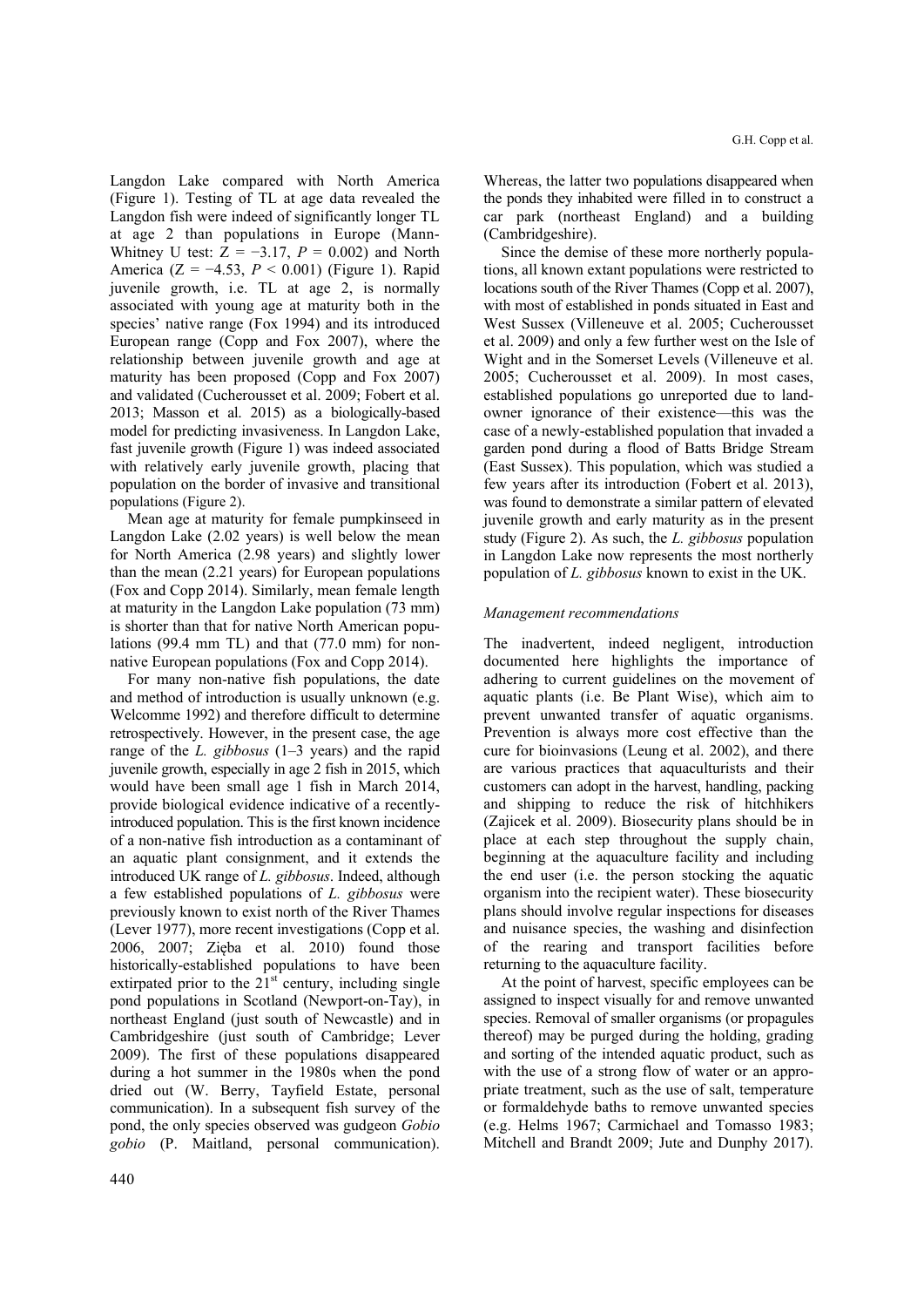Langdon Lake compared with North America (Figure 1). Testing of TL at age data revealed the Langdon fish were indeed of significantly longer TL at age 2 than populations in Europe (Mann-Whitney U test: $Z = -3.17$, $P = 0.002$) and North America ($Z = -4.53$, $P < 0.001$) (Figure 1). Rapid juvenile growth, i.e. TL at age 2, is normally associated with young age at maturity both in the species' native range (Fox 1994) and its introduced European range (Copp and Fox 2007), where the relationship between juvenile growth and age at maturity has been proposed (Copp and Fox 2007) and validated (Cucherousset et al. 2009; Fobert et al. 2013; Masson et al. 2015) as a biologically-based model for predicting invasiveness. In Langdon Lake, fast juvenile growth (Figure 1) was indeed associated with relatively early juvenile growth, placing that population on the border of invasive and transitional populations (Figure 2).

Mean age at maturity for female pumpkinseed in Langdon Lake (2.02 years) is well below the mean for North America (2.98 years) and slightly lower than the mean (2.21 years) for European populations (Fox and Copp 2014). Similarly, mean female length at maturity in the Langdon Lake population (73 mm) is shorter than that for native North American populations (99.4 mm TL) and that (77.0 mm) for non-native European populations (Fox and Copp 2014).

For many non-native fish populations, the date and method of introduction is usually unknown (e.g. Welcomme 1992) and therefore difficult to determine retrospectively. However, in the present case, the age range of the *L. gibbosus* (1–3 years) and the rapid juvenile growth, especially in age 2 fish in 2015, which would have been small age 1 fish in March 2014, provide biological evidence indicative of a recently-introduced population. This is the first known incidence of a non-native fish introduction as a contaminant of an aquatic plant consignment, and it extends the introduced UK range of *L. gibbosus*. Indeed, although a few established populations of *L. gibbosus* were previously known to exist north of the River Thames (Lever 1977), more recent investigations (Copp et al. 2006, 2007; Zięba et al. 2010) found those historically-established populations to have been extirpated prior to the 21st century, including single pond populations in Scotland (Newport-on-Tay), in northeast England (just south of Newcastle) and in Cambridgeshire (just south of Cambridge; Lever 2009). The first of these populations disappeared during a hot summer in the 1980s when the pond dried out (W. Berry, Tayfield Estate, personal communication). In a subsequent fish survey of the pond, the only species observed was gudgeon *Gobio gobio* (P. Maitland, personal communication). Whereas, the latter two populations disappeared when the ponds they inhabited were filled in to construct a car park (northeast England) and a building (Cambridgeshire).

Since the demise of these more northerly populations, all known extant populations were restricted to locations south of the River Thames (Copp et al. 2007), with most of established in ponds situated in East and West Sussex (Villeneuve et al. 2005; Cucherousset et al. 2009) and only a few further west on the Isle of Wight and in the Somerset Levels (Villeneuve et al. 2005; Cucherousset et al. 2009). In most cases, established populations go unreported due to land-owner ignorance of their existence—this was the case of a newly-established population that invaded a garden pond during a flood of Batts Bridge Stream (East Sussex). This population, which was studied a few years after its introduction (Fobert et al. 2013), was found to demonstrate a similar pattern of elevated juvenile growth and early maturity as in the present study (Figure 2). As such, the *L. gibbosus* population in Langdon Lake now represents the most northerly population of *L. gibbosus* known to exist in the UK.

*Management recommendations*

The inadvertent, indeed negligent, introduction documented here highlights the importance of adhering to current guidelines on the movement of aquatic plants (i.e. Be Plant Wise), which aim to prevent unwanted transfer of aquatic organisms. Prevention is always more cost effective than the cure for bioinvasions (Leung et al. 2002), and there are various practices that aquaculturists and their customers can adopt in the harvest, handling, packing and shipping to reduce the risk of hitchhikers (Zajicek et al. 2009). Biosecurity plans should be in place at each step throughout the supply chain, beginning at the aquaculture facility and including the end user (i.e. the person stocking the aquatic organism into the recipient water). These biosecurity plans should involve regular inspections for diseases and nuisance species, the washing and disinfection of the rearing and transport facilities before returning to the aquaculture facility.

At the point of harvest, specific employees can be assigned to inspect visually for and remove unwanted species. Removal of smaller organisms (or propagules thereof) may be purged during the holding, grading and sorting of the intended aquatic product, such as with the use of a strong flow of water or an appropriate treatment, such as the use of salt, temperature or formaldehyde baths to remove unwanted species (e.g. Helms 1967; Carmichael and Tomasso 1983; Mitchell and Brandt 2009; Jute and Dunphy 2017).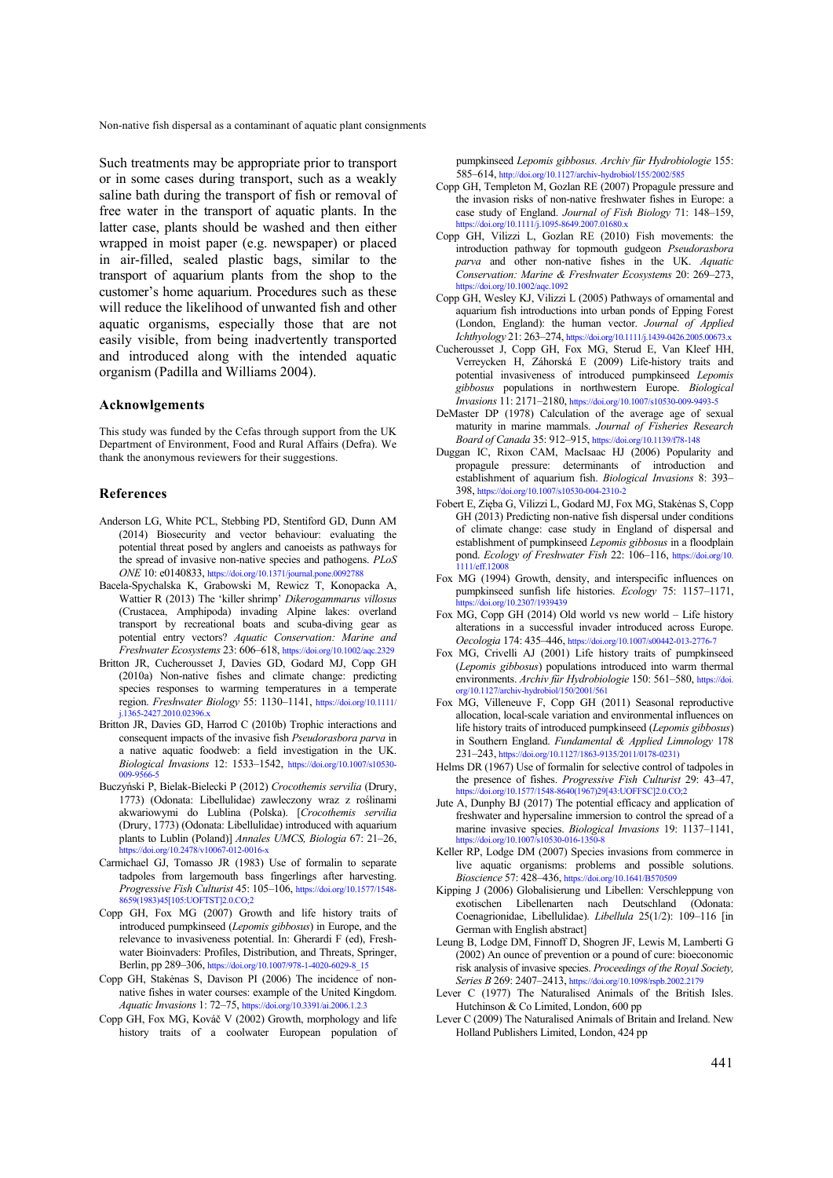Such treatments may be appropriate prior to transport or in some cases during transport, such as a weakly saline bath during the transport of fish or removal of free water in the transport of aquatic plants. In the latter case, plants should be washed and then either wrapped in moist paper (e.g. newspaper) or placed in air-filled, sealed plastic bags, similar to the transport of aquarium plants from the shop to the customer's home aquarium. Procedures such as these will reduce the likelihood of unwanted fish and other aquatic organisms, especially those that are not easily visible, from being inadvertently transported and introduced along with the intended aquatic organism (Padilla and Williams 2004).

## Acknowlgements

This study was funded by the Cefas through support from the UK Department of Environment, Food and Rural Affairs (Defra). We thank the anonymous reviewers for their suggestions.

## References

Anderson LG, White PCL, Stebbing PD, Stentiford GD, Dunn AM (2014) Biosecurity and vector behaviour: evaluating the potential threat posed by anglers and canoeists as pathways for the spread of invasive non-native species and pathogens. *PLoS ONE* 10: e0140833, https://doi.org/10.1371/journal.pone.0092788

Bacela-Spychalska K, Grabowski M, Rewicz T, Konopacka A, Wattier R (2013) The 'killer shrimp' *Dikerogammarus villosus* (Crustacea, Amphipoda) invading Alpine lakes: overland transport by recreational boats and scuba-diving gear as potential entry vectors? *Aquatic Conservation: Marine and Freshwater Ecosystems* 23: 606–618, https://doi.org/10.1002/aqc.2329

Britton JR, Cucherousset J, Davies GD, Godard MJ, Copp GH (2010a) Non-native fishes and climate change: predicting species responses to warming temperatures in a temperate region. *Freshwater Biology* 55: 1130–1141, https://doi.org/10.1111/j.1365-2427.2010.02396.x

Britton JR, Davies GD, Harrod C (2010b) Trophic interactions and consequent impacts of the invasive fish *Pseudorasbora parva* in a native aquatic foodweb: a field investigation in the UK. *Biological Invasions* 12: 1533–1542, https://doi.org/10.1007/s10530-009-9566-5

Buczyński P, Bielak-Bielecki P (2012) *Crocothemis servilia* (Drury, 1773) (Odonata: Libellulidae) zawleczony wraz z roślinami akwariowymi do Lublina (Polska). [*Crocothemis servilia* (Drury, 1773) (Odonata: Libellulidae) introduced with aquarium plants to Lublin (Poland)] *Annales UMCS, Biologia* 67: 21–26, https://doi.org/10.2478/v10067-012-0016-x

Carmichael GJ, Tomasso JR (1983) Use of formalin to separate tadpoles from largemouth bass fingerlings after harvesting. *Progressive Fish Culturist* 45: 105–106, https://doi.org/10.1577/1548-8659(1983)45[105:UOFTST]2.0.CO;2

Copp GH, Fox MG (2007) Growth and life history traits of introduced pumpkinseed (*Lepomis gibbosus*) in Europe, and the relevance to invasiveness potential. In: Gherardi F (ed), Freshwater Bioinvaders: Profiles, Distribution, and Threats, Springer, Berlin, pp 289–306, https://doi.org/10.1007/978-1-4020-6029-8_15

Copp GH, Stakėnas S, Davison PI (2006) The incidence of non-native fishes in water courses: example of the United Kingdom. *Aquatic Invasions* 1: 72–75, https://doi.org/10.3391/ai.2006.1.2.3

Copp GH, Fox MG, Kováč V (2002) Growth, morphology and life history traits of a coolwater European population of pumpkinseed *Lepomis gibbosus*. *Archiv für Hydrobiologie* 155: 585–614, http://doi.org/10.1127/archiv-hydrobiol/155/2002/585

Copp GH, Templeton M, Gozlan RE (2007) Propagule pressure and the invasion risks of non-native freshwater fishes in Europe: a case study of England. *Journal of Fish Biology* 71: 148–159, https://doi.org/10.1111/j.1095-8649.2007.01680.x

Copp GH, Vilizzi L, Gozlan RE (2010) Fish movements: the introduction pathway for topmouth gudgeon *Pseudorasbora parva* and other non-native fishes in the UK. *Aquatic Conservation: Marine & Freshwater Ecosystems* 20: 269–273, https://doi.org/10.1002/aqc.1092

Copp GH, Wesley KJ, Vilizzi L (2005) Pathways of ornamental and aquarium fish introductions into urban ponds of Epping Forest (London, England): the human vector. *Journal of Applied Ichthyology* 21: 263–274, https://doi.org/10.1111/j.1439-0426.2005.00673.x

Cucherousset J, Copp GH, Fox MG, Sterud E, Van Kleef HH, Verreycken H, Záhorská E (2009) Life-history traits and potential invasiveness of introduced pumpkinseed *Lepomis gibbosus* populations in northwestern Europe. *Biological Invasions* 11: 2171–2180, https://doi.org/10.1007/s10530-009-9493-5

DeMaster DP (1978) Calculation of the average age of sexual maturity in marine mammals. *Journal of Fisheries Research Board of Canada* 35: 912–915, https://doi.org/10.1139/f78-148

Duggan IC, Rixon CAM, MacIsaac HJ (2006) Popularity and propagule pressure: determinants of introduction and establishment of aquarium fish. *Biological Invasions* 8: 393–398, https://doi.org/10.1007/s10530-004-2310-2

Fobert E, Zięba G, Vilizzi L, Godard MJ, Fox MG, Stakėnas S, Copp GH (2013) Predicting non-native fish dispersal under conditions of climate change: case study in England of dispersal and establishment of pumpkinseed *Lepomis gibbosus* in a floodplain pond. *Ecology of Freshwater Fish* 22: 106–116, https://doi.org/10.1111/eff.12008

Fox MG (1994) Growth, density, and interspecific influences on pumpkinseed sunfish life histories. *Ecology* 75: 1157–1171, https://doi.org/10.2307/1939439

Fox MG, Copp GH (2014) Old world vs new world – Life history alterations in a successful invader introduced across Europe. *Oecologia* 174: 435–446, https://doi.org/10.1007/s00442-013-2776-7

Fox MG, Crivelli AJ (2001) Life history traits of pumpkinseed (*Lepomis gibbosus*) populations introduced into warm thermal environments. *Archiv für Hydrobiologie* 150: 561–580, https://doi.org/10.1127/archiv-hydrobiol/150/2001/561

Fox MG, Villeneuve F, Copp GH (2011) Seasonal reproductive allocation, local-scale variation and environmental influences on life history traits of introduced pumpkinseed (*Lepomis gibbosus*) in Southern England. *Fundamental & Applied Limnology* 178 231–243, https://doi.org/10.1127/1863-9135/2011/0178-0231)

Helms DR (1967) Use of formalin for selective control of tadpoles in the presence of fishes. *Progressive Fish Culturist* 29: 43–47, https://doi.org/10.1577/1548-8640(1967)29[43:UOFFSC]2.0.CO;2

Jute A, Dunphy BJ (2017) The potential efficacy and application of freshwater and hypersaline immersion to control the spread of a marine invasive species. *Biological Invasions* 19: 1137–1141, https://doi.org/10.1007/s10530-016-1350-8

Keller RP, Lodge DM (2007) Species invasions from commerce in live aquatic organisms: problems and possible solutions. *Bioscience* 57: 428–436, https://doi.org/10.1641/B570509

Kipping J (2006) Globalisierung und Libellen: Verschleppung von exotischen Libellenarten nach Deutschland (Odonata: Coenagrionidae, Libellulidae). *Libellula* 25(1/2): 109–116 [in German with English abstract]

Leung B, Lodge DM, Finnoff D, Shogren JF, Lewis M, Lamberti G (2002) An ounce of prevention or a pound of cure: bioeconomic risk analysis of invasive species. *Proceedings of the Royal Society, Series B* 269: 2407–2413, https://doi.org/10.1098/rspb.2002.2179

Lever C (1977) The Naturalised Animals of the British Isles. Hutchinson & Co Limited, London, 600 pp

Lever C (2009) The Naturalised Animals of Britain and Ireland. New Holland Publishers Limited, London, 424 pp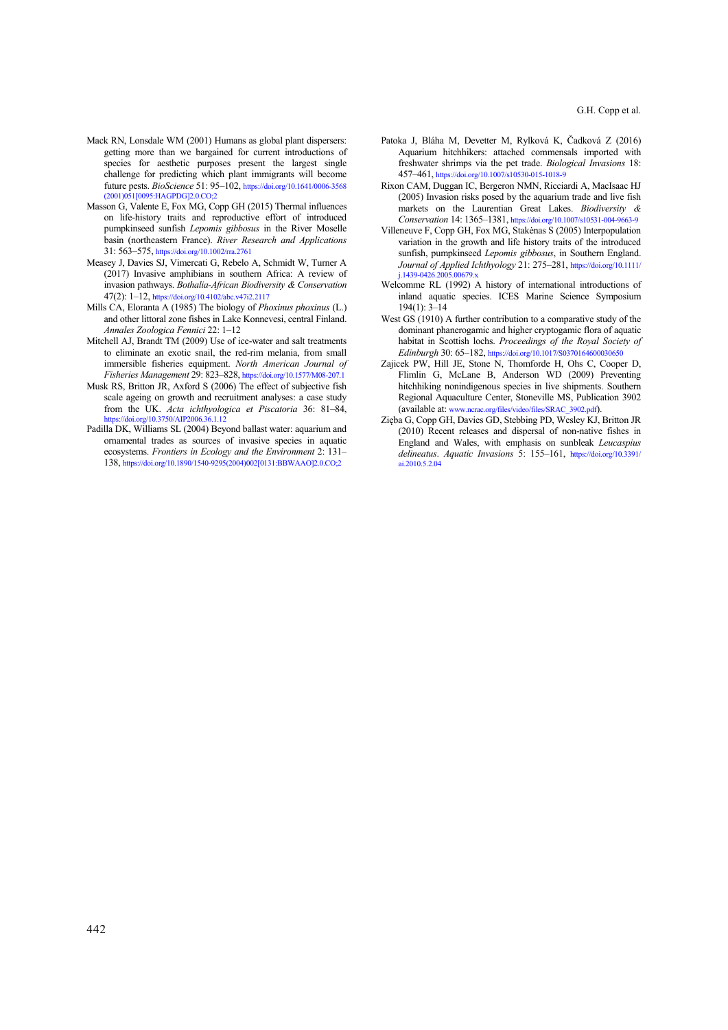Mack RN, Lonsdale WM (2001) Humans as global plant dispersers: getting more than we bargained for current introductions of species for aesthetic purposes present the largest single challenge for predicting which plant immigrants will become future pests. *BioScience* 51: 95–102, https://doi.org/10.1641/0006-3568(2001)051[0095:HAGPDG]2.0.CO;2

Masson G, Valente E, Fox MG, Copp GH (2015) Thermal influences on life-history traits and reproductive effort of introduced pumpkinseed sunfish *Lepomis gibbosus* in the River Moselle basin (northeastern France). *River Research and Applications* 31: 563–575, https://doi.org/10.1002/rra.2761

Measey J, Davies SJ, Vimercati G, Rebelo A, Schmidt W, Turner A (2017) Invasive amphibians in southern Africa: A review of invasion pathways. *Bothalia-African Biodiversity & Conservation* 47(2): 1–12, https://doi.org/10.4102/abc.v47i2.2117

Mills CA, Eloranta A (1985) The biology of *Phoxinus phoxinus* (L.) and other littoral zone fishes in Lake Konnevesi, central Finland. *Annales Zoologica Fennici* 22: 1–12

Mitchell AJ, Brandt TM (2009) Use of ice-water and salt treatments to eliminate an exotic snail, the red-rim melania, from small immersible fisheries equipment. *North American Journal of Fisheries Management* 29: 823–828, https://doi.org/10.1577/M08-207.1

Musk RS, Britton JR, Axford S (2006) The effect of subjective fish scale ageing on growth and recruitment analyses: a case study from the UK. *Acta ichthyologica et Piscatoria* 36: 81–84, https://doi.org/10.3750/AIP2006.36.1.12

Padilla DK, Williams SL (2004) Beyond ballast water: aquarium and ornamental trades as sources of invasive species in aquatic ecosystems. *Frontiers in Ecology and the Environment* 2: 131–138, https://doi.org/10.1890/1540-9295(2004)002[0131:BBWAAO]2.0.CO;2

Patoka J, Bláha M, Devetter M, Rylková K, Čadková Z (2016) Aquarium hitchhikers: attached commensals imported with freshwater shrimps via the pet trade. *Biological Invasions* 18: 457–461, https://doi.org/10.1007/s10530-015-1018-9

Rixon CAM, Duggan IC, Bergeron NMN, Ricciardi A, MacIsaac HJ (2005) Invasion risks posed by the aquarium trade and live fish markets on the Laurentian Great Lakes. *Biodiversity & Conservation* 14: 1365–1381, https://doi.org/10.1007/s10531-004-9663-9

Villeneuve F, Copp GH, Fox MG, Stakėnas S (2005) Interpopulation variation in the growth and life history traits of the introduced sunfish, pumpkinseed *Lepomis gibbosus*, in Southern England. *Journal of Applied Ichthyology* 21: 275–281, https://doi.org/10.1111/j.1439-0426.2005.00679.x

Welcomme RL (1992) A history of international introductions of inland aquatic species. ICES Marine Science Symposium 194(1): 3–14

West GS (1910) A further contribution to a comparative study of the dominant phanerogamic and higher cryptogamic flora of aquatic habitat in Scottish lochs. *Proceedings of the Royal Society of Edinburgh* 30: 65–182, https://doi.org/10.1017/S0370164600030650

Zajicek PW, Hill JE, Stone N, Thomforde H, Ohs C, Cooper D, Flimlin G, McLane B, Anderson WD (2009) Preventing hitchhiking nonindigenous species in live shipments. Southern Regional Aquaculture Center, Stoneville MS, Publication 3902 (available at: www.ncrac.org/files/video/files/SRAC_3902.pdf).

Zięba G, Copp GH, Davies GD, Stebbing PD, Wesley KJ, Britton JR (2010) Recent releases and dispersal of non-native fishes in England and Wales, with emphasis on sunbleak *Leucaspius delineatus*. *Aquatic Invasions* 5: 155–161, https://doi.org/10.3391/ai.2010.5.2.04